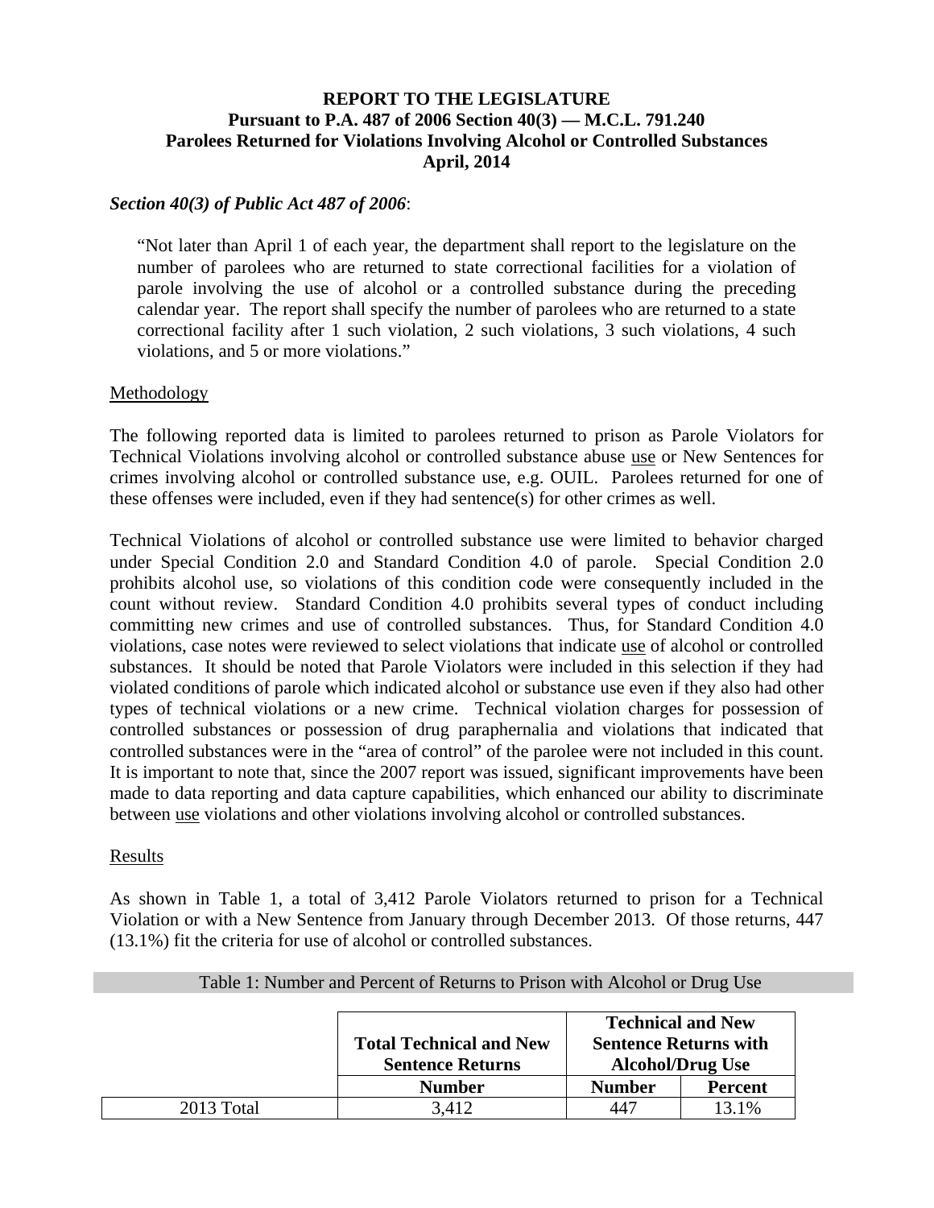**REPORT TO THE LEGISLATURE**
**Pursuant to P.A. 487 of 2006 Section 40(3) — M.C.L. 791.240**
**Parolees Returned for Violations Involving Alcohol or Controlled Substances**
**April, 2014**

***Section 40(3) of Public Act 487 of 2006***:

> "Not later than April 1 of each year, the department shall report to the legislature on the number of parolees who are returned to state correctional facilities for a violation of parole involving the use of alcohol or a controlled substance during the preceding calendar year. The report shall specify the number of parolees who are returned to a state correctional facility after 1 such violation, 2 such violations, 3 such violations, 4 such violations, and 5 or more violations."

Methodology

The following reported data is limited to parolees returned to prison as Parole Violators for Technical Violations involving alcohol or controlled substance abuse use or New Sentences for crimes involving alcohol or controlled substance use, e.g. OUIL. Parolees returned for one of these offenses were included, even if they had sentence(s) for other crimes as well.

Technical Violations of alcohol or controlled substance use were limited to behavior charged under Special Condition 2.0 and Standard Condition 4.0 of parole. Special Condition 2.0 prohibits alcohol use, so violations of this condition code were consequently included in the count without review. Standard Condition 4.0 prohibits several types of conduct including committing new crimes and use of controlled substances. Thus, for Standard Condition 4.0 violations, case notes were reviewed to select violations that indicate use of alcohol or controlled substances. It should be noted that Parole Violators were included in this selection if they had violated conditions of parole which indicated alcohol or substance use even if they also had other types of technical violations or a new crime. Technical violation charges for possession of controlled substances or possession of drug paraphernalia and violations that indicated that controlled substances were in the "area of control" of the parolee were not included in this count. It is important to note that, since the 2007 report was issued, significant improvements have been made to data reporting and data capture capabilities, which enhanced our ability to discriminate between use violations and other violations involving alcohol or controlled substances.

Results

As shown in Table 1, a total of 3,412 Parole Violators returned to prison for a Technical Violation or with a New Sentence from January through December 2013. Of those returns, 447 (13.1%) fit the criteria for use of alcohol or controlled substances.

Table 1: Number and Percent of Returns to Prison with Alcohol or Drug Use

| | **Total Technical and New Sentence Returns** | **Technical and New Sentence Returns with Alcohol/Drug Use** | |
|---|---|---|---|
| | **Number** | **Number** | **Percent** |
| 2013 Total | 3,412 | 447 | 13.1% |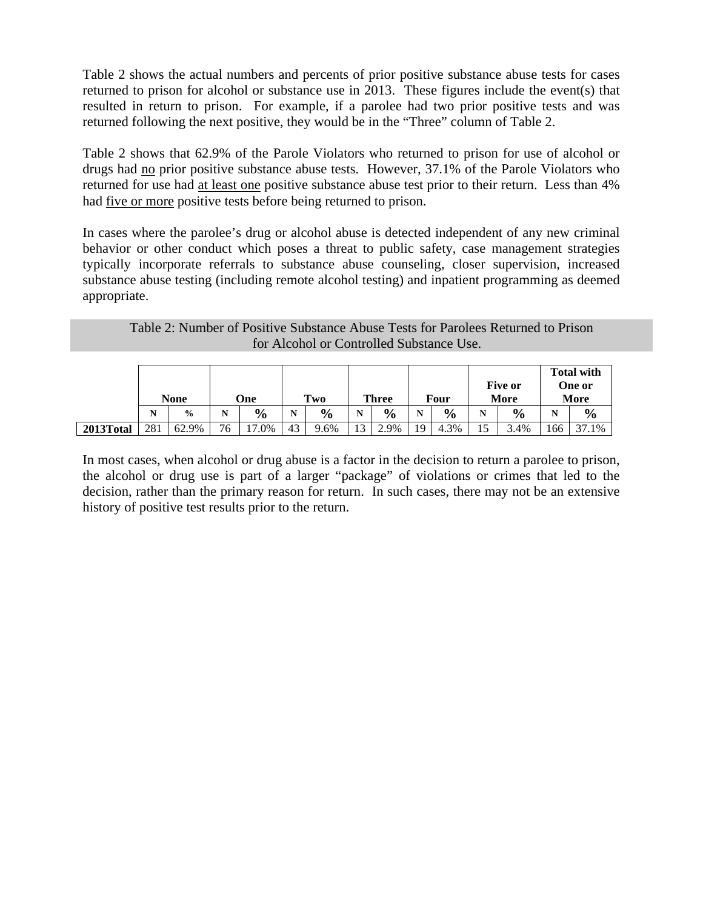Table 2 shows the actual numbers and percents of prior positive substance abuse tests for cases returned to prison for alcohol or substance use in 2013. These figures include the event(s) that resulted in return to prison. For example, if a parolee had two prior positive tests and was returned following the next positive, they would be in the "Three" column of Table 2.

Table 2 shows that 62.9% of the Parole Violators who returned to prison for use of alcohol or drugs had no prior positive substance abuse tests. However, 37.1% of the Parole Violators who returned for use had at least one positive substance abuse test prior to their return. Less than 4% had five or more positive tests before being returned to prison.

In cases where the parolee's drug or alcohol abuse is detected independent of any new criminal behavior or other conduct which poses a threat to public safety, case management strategies typically incorporate referrals to substance abuse counseling, closer supervision, increased substance abuse testing (including remote alcohol testing) and inpatient programming as deemed appropriate.

Table 2: Number of Positive Substance Abuse Tests for Parolees Returned to Prison for Alcohol or Controlled Substance Use.

| | None | | One | | Two | | Three | | Four | | Five or More | | Total with One or More | |
|---|---|---|---|---|---|---|---|---|---|---|---|---|---|---|
| | N | % | N | % | N | % | N | % | N | % | N | % | N | % |
| **2013Total** | 281 | 62.9% | 76 | 17.0% | 43 | 9.6% | 13 | 2.9% | 19 | 4.3% | 15 | 3.4% | 166 | 37.1% |

In most cases, when alcohol or drug abuse is a factor in the decision to return a parolee to prison, the alcohol or drug use is part of a larger "package" of violations or crimes that led to the decision, rather than the primary reason for return. In such cases, there may not be an extensive history of positive test results prior to the return.